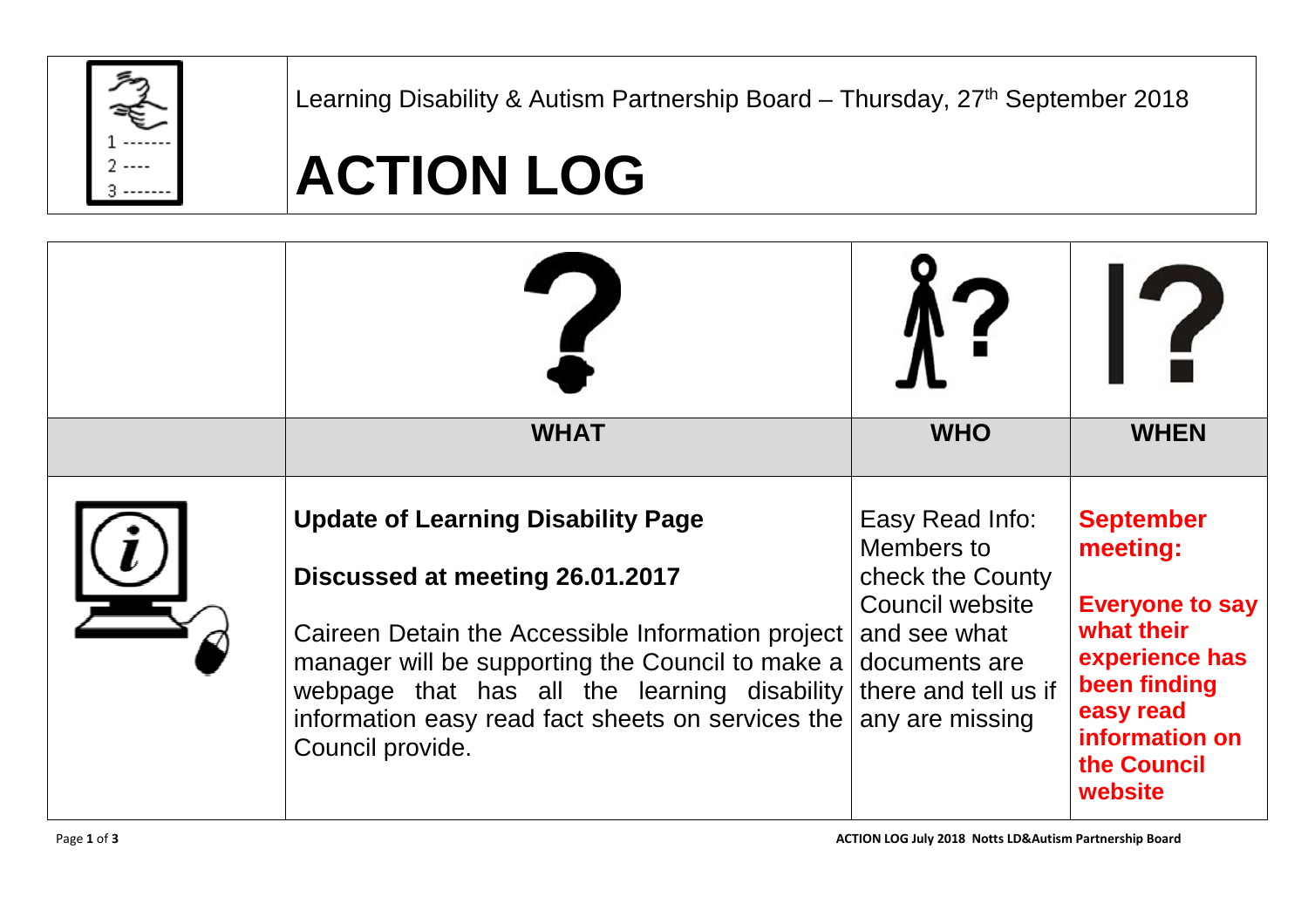Learning Disability & Autism Partnership Board – Thursday, 27th September 2018

# ACTION LOG

| | WHAT | WHO | WHEN |
|---|---|---|---|
| | **Update of Learning Disability Page**<br><br>**Discussed at meeting 26.01.2017**<br><br>Caireen Detain the Accessible Information project manager will be supporting the Council to make a webpage that has all the learning disability information easy read fact sheets on services the Council provide. | Easy Read Info: Members to check the County Council website and see what documents are there and tell us if any are missing | **September meeting:**<br><br>**Everyone to say what their experience has been finding easy read information on the Council website** |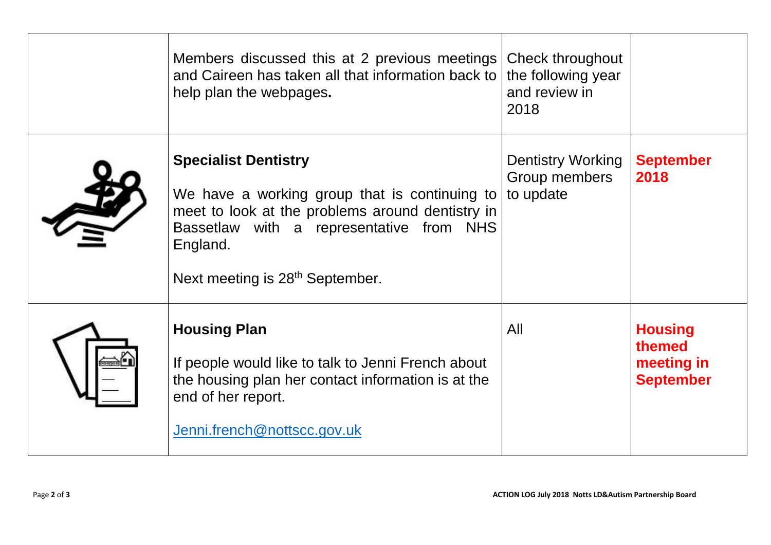|  |  |  |  |
|---|---|---|---|
|  | Members discussed this at 2 previous meetings and Caireen has taken all that information back to help plan the webpages**.** | Check throughout the following year and review in 2018 |  |
|  | **Specialist Dentistry**<br><br>We have a working group that is continuing to meet to look at the problems around dentistry in Bassetlaw with a representative from NHS England.<br><br>Next meeting is 28th September. | Dentistry Working Group members to update | **September 2018** |
|  | **Housing Plan**<br><br>If people would like to talk to Jenni French about the housing plan her contact information is at the end of her report.<br><br>Jenni.french@nottscc.gov.uk | All | **Housing themed meeting in September** |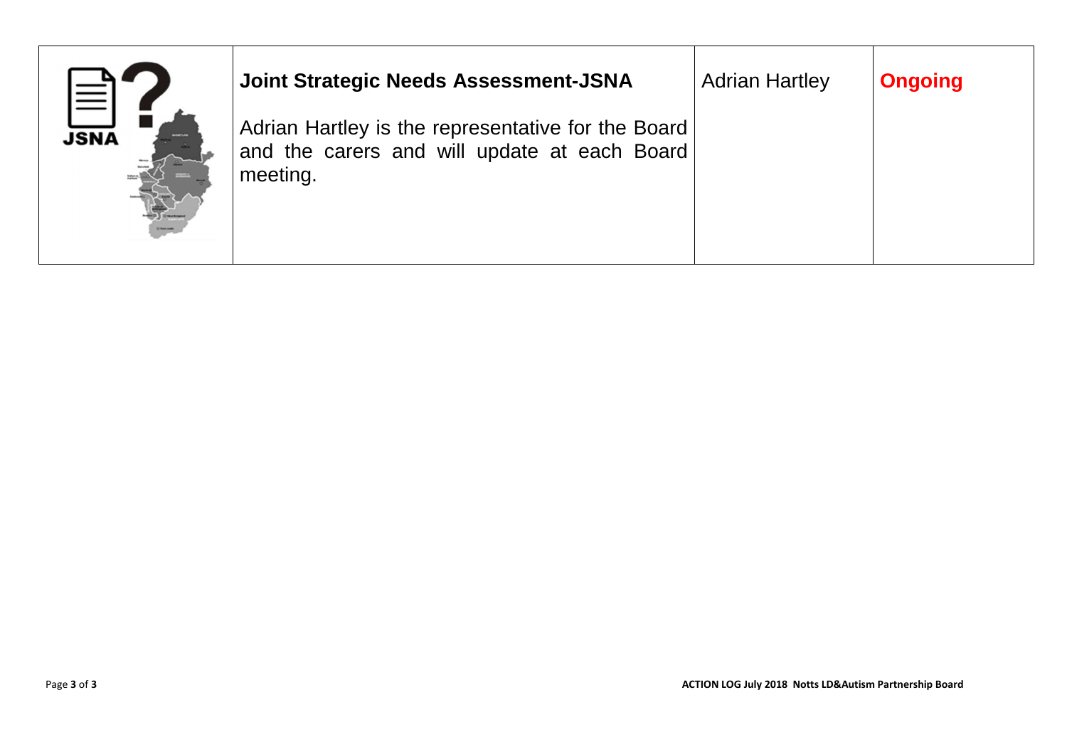| | | | |
|---|---|---|---|
| JSNA | **Joint Strategic Needs Assessment-JSNA**<br><br>Adrian Hartley is the representative for the Board and the carers and will update at each Board meeting. | Adrian Hartley | **Ongoing** |